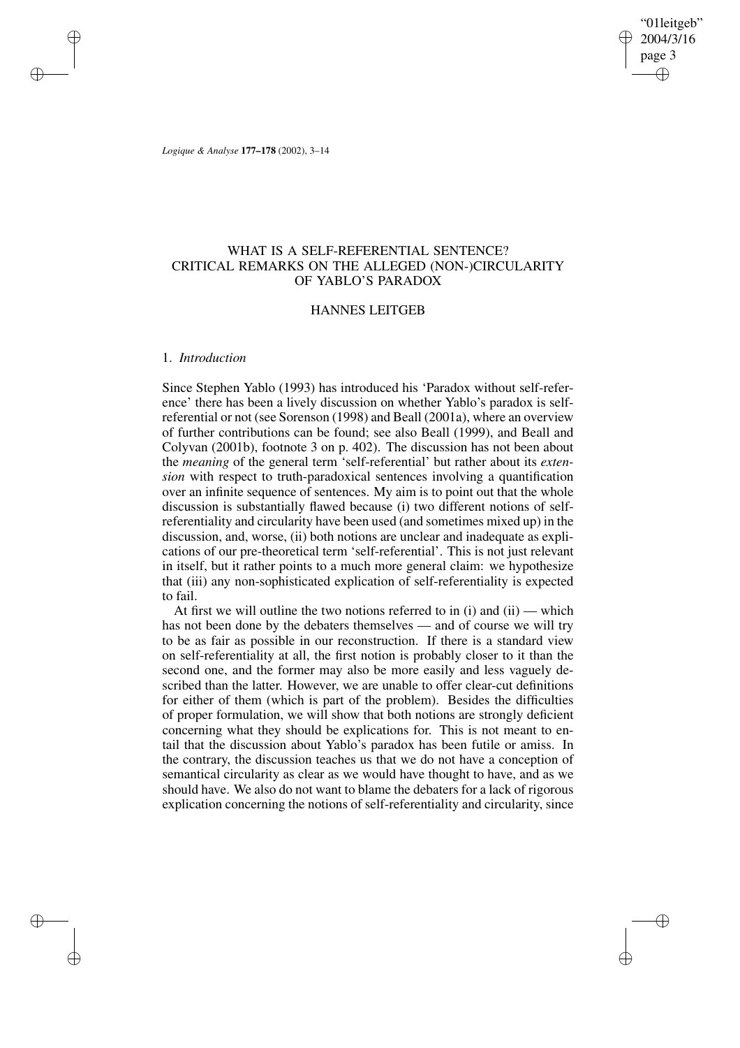# WHAT IS A SELF-REFERENTIAL SENTENCE? CRITICAL REMARKS ON THE ALLEGED (NON-)CIRCULARITY OF YABLO'S PARADOX

## HANNES LEITGEB

### 1. *Introduction*

Since Stephen Yablo (1993) has introduced his 'Paradox without self-reference' there has been a lively discussion on whether Yablo's paradox is self-referential or not (see Sorenson (1998) and Beall (2001a), where an overview of further contributions can be found; see also Beall (1999), and Beall and Colyvan (2001b), footnote 3 on p. 402). The discussion has not been about the *meaning* of the general term 'self-referential' but rather about its *extension* with respect to truth-paradoxical sentences involving a quantification over an infinite sequence of sentences. My aim is to point out that the whole discussion is substantially flawed because (i) two different notions of self-referentiality and circularity have been used (and sometimes mixed up) in the discussion, and, worse, (ii) both notions are unclear and inadequate as explications of our pre-theoretical term 'self-referential'. This is not just relevant in itself, but it rather points to a much more general claim: we hypothesize that (iii) any non-sophisticated explication of self-referentiality is expected to fail.

At first we will outline the two notions referred to in (i) and (ii) — which has not been done by the debaters themselves — and of course we will try to be as fair as possible in our reconstruction. If there is a standard view on self-referentiality at all, the first notion is probably closer to it than the second one, and the former may also be more easily and less vaguely described than the latter. However, we are unable to offer clear-cut definitions for either of them (which is part of the problem). Besides the difficulties of proper formulation, we will show that both notions are strongly deficient concerning what they should be explications for. This is not meant to entail that the discussion about Yablo's paradox has been futile or amiss. In the contrary, the discussion teaches us that we do not have a conception of semantical circularity as clear as we would have thought to have, and as we should have. We also do not want to blame the debaters for a lack of rigorous explication concerning the notions of self-referentiality and circularity, since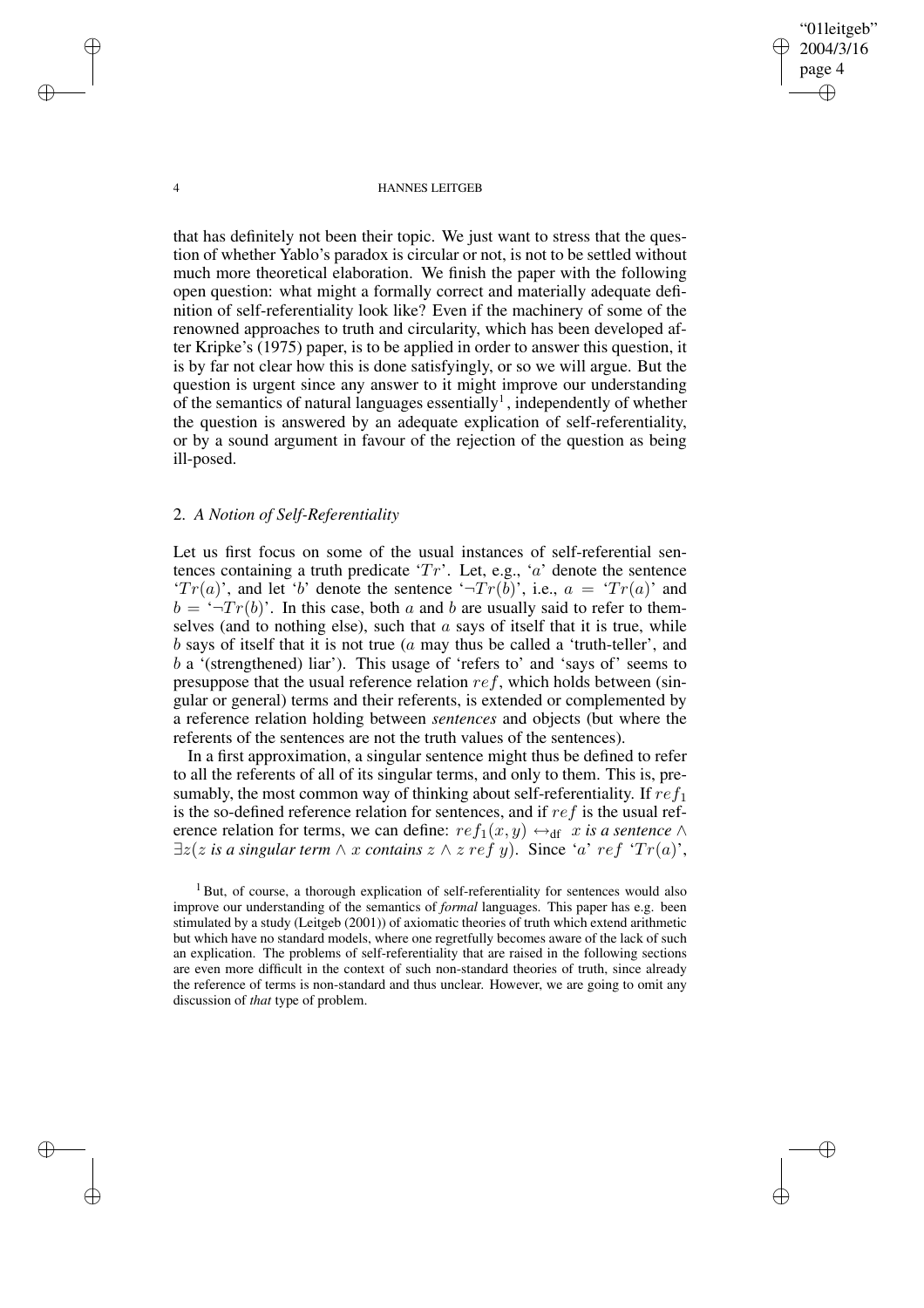that has definitely not been their topic. We just want to stress that the question of whether Yablo's paradox is circular or not, is not to be settled without much more theoretical elaboration. We finish the paper with the following open question: what might a formally correct and materially adequate definition of self-referentiality look like? Even if the machinery of some of the renowned approaches to truth and circularity, which has been developed after Kripke's (1975) paper, is to be applied in order to answer this question, it is by far not clear how this is done satisfyingly, or so we will argue. But the question is urgent since any answer to it might improve our understanding of the semantics of natural languages essentially[1], independently of whether the question is answered by an adequate explication of self-referentiality, or by a sound argument in favour of the rejection of the question as being ill-posed.

## 2. *A Notion of Self-Referentiality*

Let us first focus on some of the usual instances of self-referential sentences containing a truth predicate '$Tr$'. Let, e.g., '$a$' denote the sentence '$Tr(a)$', and let '$b$' denote the sentence '$\neg Tr(b)$', i.e., $a =$ '$Tr(a)$' and $b =$ '$\neg Tr(b)$'. In this case, both $a$ and $b$ are usually said to refer to themselves (and to nothing else), such that $a$ says of itself that it is true, while $b$ says of itself that it is not true ($a$ may thus be called a 'truth-teller', and $b$ a '(strengthened) liar'). This usage of 'refers to' and 'says of' seems to presuppose that the usual reference relation $ref$, which holds between (singular or general) terms and their referents, is extended or complemented by a reference relation holding between *sentences* and objects (but where the referents of the sentences are not the truth values of the sentences).

In a first approximation, a singular sentence might thus be defined to refer to all the referents of all of its singular terms, and only to them. This is, presumably, the most common way of thinking about self-referentiality. If $ref_1$ is the so-defined reference relation for sentences, and if $ref$ is the usual reference relation for terms, we can define: $ref_1(x, y) \leftrightarrow_{\text{df}}$ *$x$ is a sentence* $\wedge$ $\exists z($*$z$ is a singular term* $\wedge$ *$x$ contains $z$* $\wedge\ z\ ref\ y)$. Since '$a$' $ref$ '$Tr(a)$',

[1] But, of course, a thorough explication of self-referentiality for sentences would also improve our understanding of the semantics of *formal* languages. This paper has e.g. been stimulated by a study (Leitgeb (2001)) of axiomatic theories of truth which extend arithmetic but which have no standard models, where one regretfully becomes aware of the lack of such an explication. The problems of self-referentiality that are raised in the following sections are even more difficult in the context of such non-standard theories of truth, since already the reference of terms is non-standard and thus unclear. However, we are going to omit any discussion of *that* type of problem.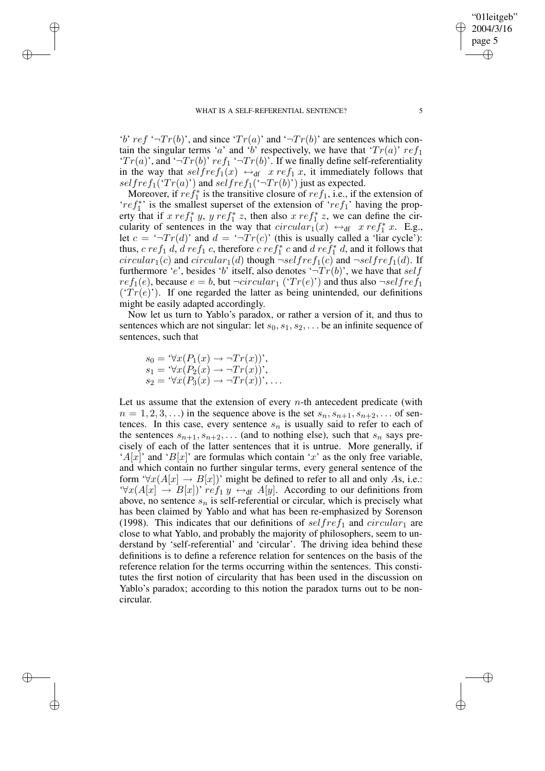'$b$' $ref$ '$\neg Tr(b)$', and since '$Tr(a)$' and '$\neg Tr(b)$' are sentences which contain the singular terms '$a$' and '$b$' respectively, we have that '$Tr(a)$' $ref_1$ '$Tr(a)$', and '$\neg Tr(b)$' $ref_1$ '$\neg Tr(b)$'. If we finally define self-referentiality in the way that $selfref_1(x) \leftrightarrow_{\text{df}} x \; ref_1 \; x$, it immediately follows that $selfref_1$('$Tr(a)$') and $selfref_1$('$\neg Tr(b)$') just as expected.

Moreover, if $ref_1^*$ is the transitive closure of $ref_1$, i.e., if the extension of '$ref_1^*$' is the smallest superset of the extension of '$ref_1$' having the property that if $x \; ref_1^* \; y$, $y \; ref_1^* \; z$, then also $x \; ref_1^* \; z$, we can define the circularity of sentences in the way that $circular_1(x) \leftrightarrow_{\text{df}} x \; ref_1^* \; x$. E.g., let $c =$ '$\neg Tr(d)$' and $d =$ '$\neg Tr(c)$' (this is usually called a 'liar cycle'): thus, $c \; ref_1 \; d$, $d \; ref_1 \; c$, therefore $c \; ref_1^* \; c$ and $d \; ref_1^* \; d$, and it follows that $circular_1(c)$ and $circular_1(d)$ though $\neg selfref_1(c)$ and $\neg selfref_1(d)$. If furthermore '$e$', besides '$b$' itself, also denotes '$\neg Tr(b)$', we have that $self$ $ref_1(e)$, because $e = b$, but $\neg circular_1$ ('$Tr(e)$') and thus also $\neg selfref_1$ ('$Tr(e)$'). If one regarded the latter as being unintended, our definitions might be easily adapted accordingly.

Now let us turn to Yablo's paradox, or rather a version of it, and thus to sentences which are not singular: let $s_0, s_1, s_2, \ldots$ be an infinite sequence of sentences, such that

$$s_0 = \text{`}\forall x(P_1(x) \rightarrow \neg Tr(x))\text{'},$$
$$s_1 = \text{`}\forall x(P_2(x) \rightarrow \neg Tr(x))\text{'},$$
$$s_2 = \text{`}\forall x(P_3(x) \rightarrow \neg Tr(x))\text{'}, \ldots$$

Let us assume that the extension of every $n$-th antecedent predicate (with $n = 1, 2, 3, \ldots$) in the sequence above is the set $s_n, s_{n+1}, s_{n+2}, \ldots$ of sentences. In this case, every sentence $s_n$ is usually said to refer to each of the sentences $s_{n+1}, s_{n+2}, \ldots$ (and to nothing else), such that $s_n$ says precisely of each of the latter sentences that it is untrue. More generally, if '$A[x]$' and '$B[x]$' are formulas which contain '$x$' as the only free variable, and which contain no further singular terms, every general sentence of the form '$\forall x(A[x] \rightarrow B[x])$' might be defined to refer to all and only $A$s, i.e.: '$\forall x(A[x] \rightarrow B[x])$' $ref_1 \; y \leftrightarrow_{\text{df}} A[y]$. According to our definitions from above, no sentence $s_n$ is self-referential or circular, which is precisely what has been claimed by Yablo and what has been re-emphasized by Sorenson (1998). This indicates that our definitions of $selfref_1$ and $circular_1$ are close to what Yablo, and probably the majority of philosophers, seem to understand by 'self-referential' and 'circular'. The driving idea behind these definitions is to define a reference relation for sentences on the basis of the reference relation for the terms occurring within the sentences. This constitutes the first notion of circularity that has been used in the discussion on Yablo's paradox; according to this notion the paradox turns out to be non-circular.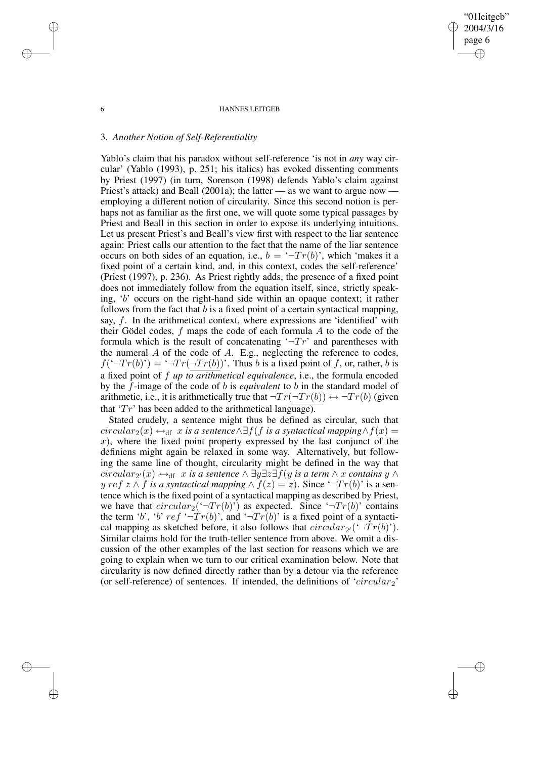### 3. *Another Notion of Self-Referentiality*

Yablo's claim that his paradox without self-reference 'is not in *any* way circular' (Yablo (1993), p. 251; his italics) has evoked dissenting comments by Priest (1997) (in turn, Sorenson (1998) defends Yablo's claim against Priest's attack) and Beall (2001a); the latter — as we want to argue now — employing a different notion of circularity. Since this second notion is perhaps not as familiar as the first one, we will quote some typical passages by Priest and Beall in this section in order to expose its underlying intuitions. Let us present Priest's and Beall's view first with respect to the liar sentence again: Priest calls our attention to the fact that the name of the liar sentence occurs on both sides of an equation, i.e., $b =$ '$\neg Tr(b)$', which 'makes it a fixed point of a certain kind, and, in this context, codes the self-reference' (Priest (1997), p. 236). As Priest rightly adds, the presence of a fixed point does not immediately follow from the equation itself, since, strictly speaking, '$b$' occurs on the right-hand side within an opaque context; it rather follows from the fact that $b$ is a fixed point of a certain syntactical mapping, say, $f$. In the arithmetical context, where expressions are 'identified' with their Gödel codes, $f$ maps the code of each formula $A$ to the code of the formula which is the result of concatenating '$\neg Tr$' and parentheses with the numeral $\underline{A}$ of the code of $A$. E.g., neglecting the reference to codes, $f($'$\neg Tr(b)$'$) =$ '$\neg Tr(\underline{\neg Tr(b)})$'. Thus $b$ is a fixed point of $f$, or, rather, $b$ is a fixed point of $f$ *up to arithmetical equivalence*, i.e., the formula encoded by the $f$-image of the code of $b$ is *equivalent* to $b$ in the standard model of arithmetic, i.e., it is arithmetically true that $\neg Tr(\underline{\neg Tr(b)}) \leftrightarrow \neg Tr(b)$ (given that '$Tr$' has been added to the arithmetical language).

Stated crudely, a sentence might thus be defined as circular, such that $circular_2(x) \leftrightarrow_{\text{df}}$ *$x$ is a sentence* $\wedge \exists f$(*$f$ is a syntactical mapping* $\wedge f(x) = x$), where the fixed point property expressed by the last conjunct of the definiens might again be relaxed in some way. Alternatively, but following the same line of thought, circularity might be defined in the way that $circular_{2'}(x) \leftrightarrow_{\text{df}}$ *$x$ is a sentence* $\wedge \exists y \exists z \exists f$(*$y$ is a term* $\wedge$ *$x$ contains $y$* $\wedge$ $y\ ref\ z \wedge$ *$f$ is a syntactical mapping* $\wedge f(z) = z$). Since '$\neg Tr(b)$' is a sentence which is the fixed point of a syntactical mapping as described by Priest, we have that $circular_2($'$\neg Tr(b)$'$)$ as expected. Since '$\neg Tr(b)$' contains the term '$b$', '$b$' $ref$ '$\neg Tr(b)$', and '$\neg Tr(b)$' is a fixed point of a syntactical mapping as sketched before, it also follows that $circular_{2'}($'$\neg Tr(b)$'$)$. Similar claims hold for the truth-teller sentence from above. We omit a discussion of the other examples of the last section for reasons which we are going to explain when we turn to our critical examination below. Note that circularity is now defined directly rather than by a detour via the reference (or self-reference) of sentences. If intended, the definitions of '$circular_2$'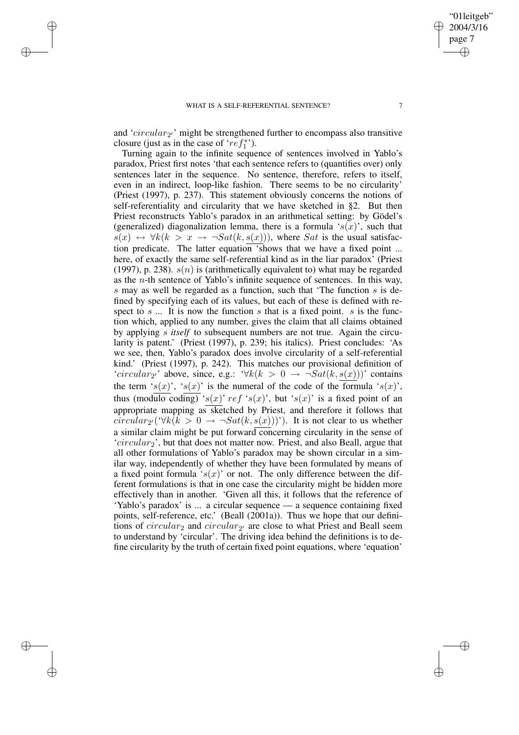and '$circular_{2'}$' might be strengthened further to encompass also transitive closure (just as in the case of '$ref_1^{**}$').

Turning again to the infinite sequence of sentences involved in Yablo's paradox, Priest first notes 'that each sentence refers to (quantifies over) only sentences later in the sequence. No sentence, therefore, refers to itself, even in an indirect, loop-like fashion. There seems to be no circularity' (Priest (1997), p. 237). This statement obviously concerns the notions of self-referentiality and circularity that we have sketched in §2. But then Priest reconstructs Yablo's paradox in an arithmetical setting: by Gödel's (generalized) diagonalization lemma, there is a formula '$s(x)$', such that $s(x) \leftrightarrow \forall k(k > x \rightarrow \neg Sat(k, \overline{s(x)}))$, where $Sat$ is the usual satisfaction predicate. The latter equation 'shows that we have a fixed point ... here, of exactly the same self-referential kind as in the liar paradox' (Priest (1997), p. 238). $s(n)$ is (arithmetically equivalent to) what may be regarded as the $n$-th sentence of Yablo's infinite sequence of sentences. In this way, $s$ may as well be regarded as a function, such that 'The function $s$ is defined by specifying each of its values, but each of these is defined with respect to $s$ ... It is now the function $s$ that is a fixed point. $s$ is the function which, applied to any number, gives the claim that all claims obtained by applying $s$ *itself* to subsequent numbers are not true. Again the circularity is patent.' (Priest (1997), p. 239; his italics). Priest concludes: 'As we see, then, Yablo's paradox does involve circularity of a self-referential kind.' (Priest (1997), p. 242). This matches our provisional definition of '$circular_{2'}$' above, since, e.g.: '$\forall k(k > 0 \rightarrow \neg Sat(k, \overline{s(x)}))$' contains the term '$\overline{s(x)}$', '$\overline{s(x)}$' is the numeral of the code of the formula '$s(x)$', thus (modulo coding) '$\overline{s(x)}$' $ref$ '$s(x)$', but '$s(x)$' is a fixed point of an appropriate mapping as sketched by Priest, and therefore it follows that $circular_{2'}$('$\forall k(k > 0 \rightarrow \neg Sat(k, \overline{s(x)}))$'). It is not clear to us whether a similar claim might be put forward concerning circularity in the sense of '$circular_2$', but that does not matter now. Priest, and also Beall, argue that all other formulations of Yablo's paradox may be shown circular in a similar way, independently of whether they have been formulated by means of a fixed point formula '$s(x)$' or not. The only difference between the different formulations is that in one case the circularity might be hidden more effectively than in another. 'Given all this, it follows that the reference of 'Yablo's paradox' is ... a circular sequence — a sequence containing fixed points, self-reference, etc.' (Beall (2001a)). Thus we hope that our definitions of $circular_2$ and $circular_{2'}$ are close to what Priest and Beall seem to understand by 'circular'. The driving idea behind the definitions is to define circularity by the truth of certain fixed point equations, where 'equation'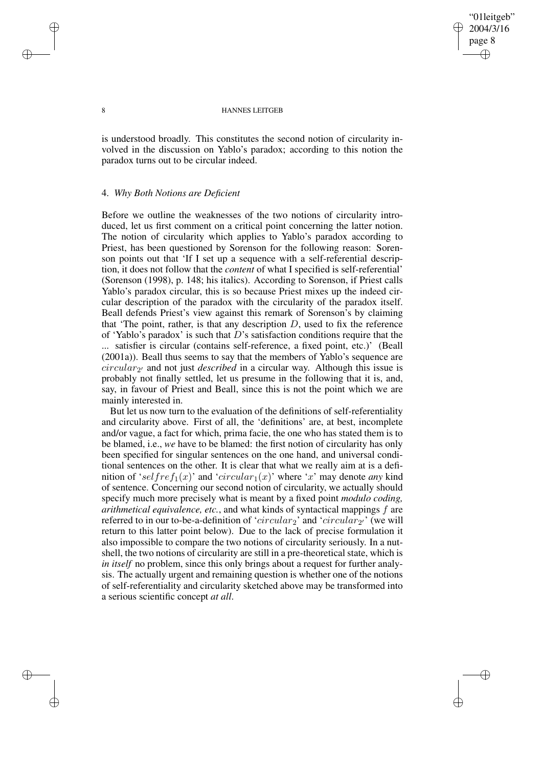is understood broadly. This constitutes the second notion of circularity involved in the discussion on Yablo's paradox; according to this notion the paradox turns out to be circular indeed.

## 4. *Why Both Notions are Deficient*

Before we outline the weaknesses of the two notions of circularity introduced, let us first comment on a critical point concerning the latter notion. The notion of circularity which applies to Yablo's paradox according to Priest, has been questioned by Sorenson for the following reason: Sorenson points out that 'If I set up a sequence with a self-referential description, it does not follow that the *content* of what I specified is self-referential' (Sorenson (1998), p. 148; his italics). According to Sorenson, if Priest calls Yablo's paradox circular, this is so because Priest mixes up the indeed circular description of the paradox with the circularity of the paradox itself. Beall defends Priest's view against this remark of Sorenson's by claiming that 'The point, rather, is that any description $D$, used to fix the reference of 'Yablo's paradox' is such that $D$'s satisfaction conditions require that the ... satisfier is circular (contains self-reference, a fixed point, etc.)' (Beall (2001a)). Beall thus seems to say that the members of Yablo's sequence are $circular_{2'}$ and not just *described* in a circular way. Although this issue is probably not finally settled, let us presume in the following that it is, and, say, in favour of Priest and Beall, since this is not the point which we are mainly interested in.

But let us now turn to the evaluation of the definitions of self-referentiality and circularity above. First of all, the 'definitions' are, at best, incomplete and/or vague, a fact for which, prima facie, the one who has stated them is to be blamed, i.e., *we* have to be blamed: the first notion of circularity has only been specified for singular sentences on the one hand, and universal conditional sentences on the other. It is clear that what we really aim at is a definition of '$selfref_1(x)$' and '$circular_1(x)$' where '$x$' may denote *any* kind of sentence. Concerning our second notion of circularity, we actually should specify much more precisely what is meant by a fixed point *modulo coding, arithmetical equivalence, etc.*, and what kinds of syntactical mappings $f$ are referred to in our to-be-a-definition of '$circular_2$' and '$circular_{2'}$' (we will return to this latter point below). Due to the lack of precise formulation it also impossible to compare the two notions of circularity seriously. In a nutshell, the two notions of circularity are still in a pre-theoretical state, which is *in itself* no problem, since this only brings about a request for further analysis. The actually urgent and remaining question is whether one of the notions of self-referentiality and circularity sketched above may be transformed into a serious scientific concept *at all*.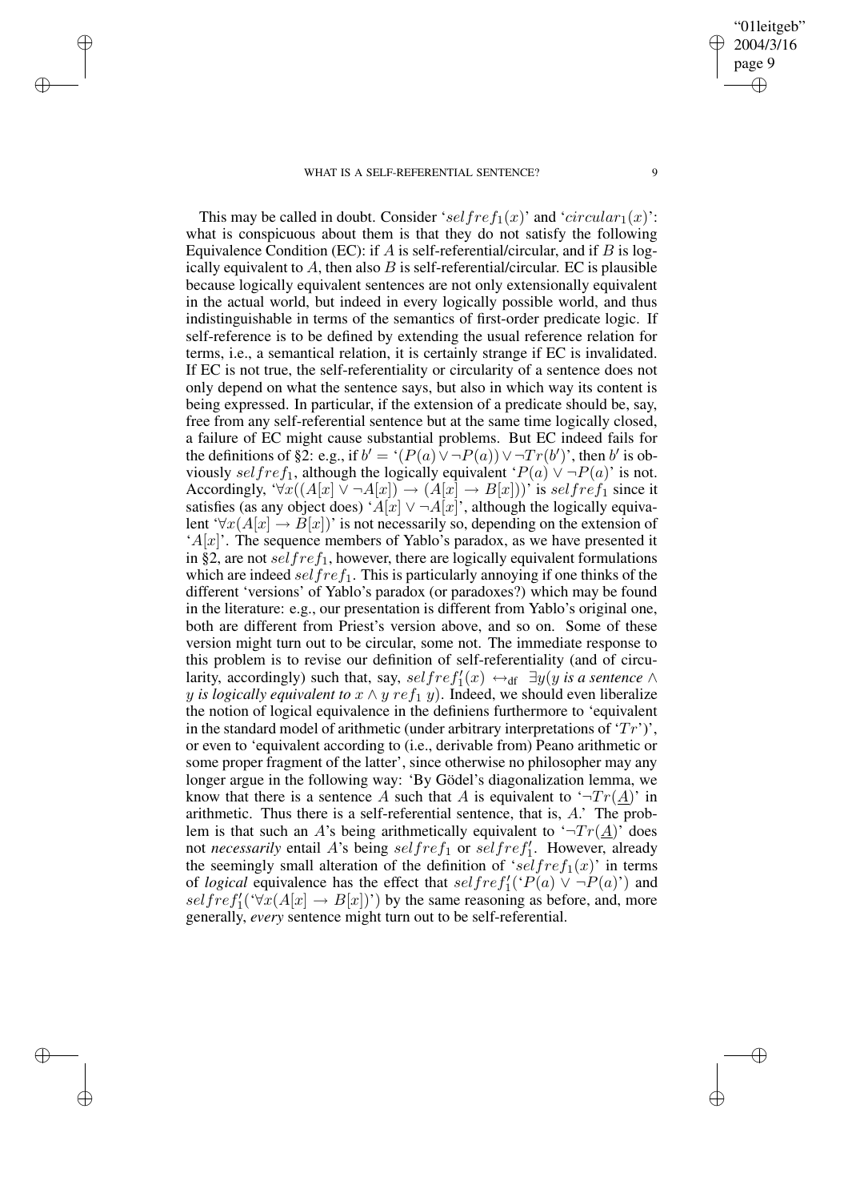This may be called in doubt. Consider '$selfref_1(x)$' and '$circular_1(x)$': what is conspicuous about them is that they do not satisfy the following Equivalence Condition (EC): if $A$ is self-referential/circular, and if $B$ is logically equivalent to $A$, then also $B$ is self-referential/circular. EC is plausible because logically equivalent sentences are not only extensionally equivalent in the actual world, but indeed in every logically possible world, and thus indistinguishable in terms of the semantics of first-order predicate logic. If self-reference is to be defined by extending the usual reference relation for terms, i.e., a semantical relation, it is certainly strange if EC is invalidated. If EC is not true, the self-referentiality or circularity of a sentence does not only depend on what the sentence says, but also in which way its content is being expressed. In particular, if the extension of a predicate should be, say, free from any self-referential sentence but at the same time logically closed, a failure of EC might cause substantial problems. But EC indeed fails for the definitions of §2: e.g., if $b' =$ '$(P(a) \vee \neg P(a)) \vee \neg Tr(b')$', then $b'$ is obviously $selfref_1$, although the logically equivalent '$P(a) \vee \neg P(a)$' is not. Accordingly, '$\forall x((A[x] \vee \neg A[x]) \rightarrow (A[x] \rightarrow B[x]))$' is $selfref_1$ since it satisfies (as any object does) '$A[x] \vee \neg A[x]$', although the logically equivalent '$\forall x(A[x] \rightarrow B[x])$' is not necessarily so, depending on the extension of '$A[x]$'. The sequence members of Yablo's paradox, as we have presented it in §2, are not $selfref_1$, however, there are logically equivalent formulations which are indeed $selfref_1$. This is particularly annoying if one thinks of the different 'versions' of Yablo's paradox (or paradoxes?) which may be found in the literature: e.g., our presentation is different from Yablo's original one, both are different from Priest's version above, and so on. Some of these version might turn out to be circular, some not. The immediate response to this problem is to revise our definition of self-referentiality (and of circularity, accordingly) such that, say, $selfref_1'(x) \leftrightarrow_{\text{df}} \exists y($*y is a sentence* $\wedge$ *y is logically equivalent to* $x \wedge y\ ref_1\ y)$. Indeed, we should even liberalize the notion of logical equivalence in the definiens furthermore to 'equivalent in the standard model of arithmetic (under arbitrary interpretations of '$Tr$')', or even to 'equivalent according to (i.e., derivable from) Peano arithmetic or some proper fragment of the latter', since otherwise no philosopher may any longer argue in the following way: 'By Gödel's diagonalization lemma, we know that there is a sentence $A$ such that $A$ is equivalent to '$\neg Tr(\underline{A})$' in arithmetic. Thus there is a self-referential sentence, that is, $A$.' The problem is that such an $A$'s being arithmetically equivalent to '$\neg Tr(\underline{A})$' does not *necessarily* entail $A$'s being $selfref_1$ or $selfref_1'$. However, already the seemingly small alteration of the definition of '$selfref_1(x)$' in terms of *logical* equivalence has the effect that $selfref_1'$('$P(a) \vee \neg P(a)$') and $selfref_1'$('$\forall x(A[x] \rightarrow B[x])$') by the same reasoning as before, and, more generally, *every* sentence might turn out to be self-referential.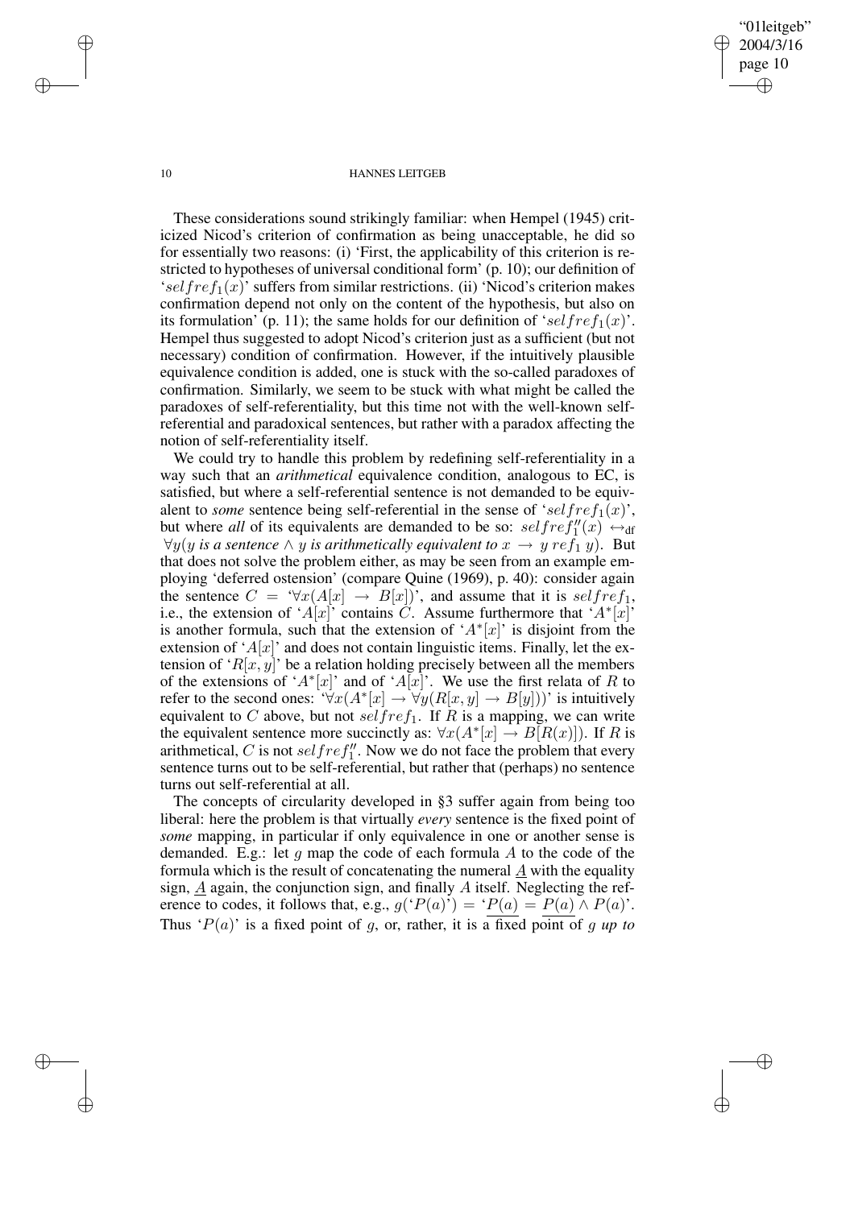These considerations sound strikingly familiar: when Hempel (1945) criticized Nicod's criterion of confirmation as being unacceptable, he did so for essentially two reasons: (i) 'First, the applicability of this criterion is restricted to hypotheses of universal conditional form' (p. 10); our definition of '$selfref_1(x)$' suffers from similar restrictions. (ii) 'Nicod's criterion makes confirmation depend not only on the content of the hypothesis, but also on its formulation' (p. 11); the same holds for our definition of '$selfref_1(x)$'. Hempel thus suggested to adopt Nicod's criterion just as a sufficient (but not necessary) condition of confirmation. However, if the intuitively plausible equivalence condition is added, one is stuck with the so-called paradoxes of confirmation. Similarly, we seem to be stuck with what might be called the paradoxes of self-referentiality, but this time not with the well-known self-referential and paradoxical sentences, but rather with a paradox affecting the notion of self-referentiality itself.

We could try to handle this problem by redefining self-referentiality in a way such that an *arithmetical* equivalence condition, analogous to EC, is satisfied, but where a self-referential sentence is not demanded to be equivalent to *some* sentence being self-referential in the sense of '$selfref_1(x)$', but where *all* of its equivalents are demanded to be so: $selfref_1''(x) \leftrightarrow_{\mathrm{df}} \forall y(y \textit{ is a sentence} \wedge y \textit{ is arithmetically equivalent to } x \rightarrow y\ ref_1\ y)$. But that does not solve the problem either, as may be seen from an example employing 'deferred ostension' (compare Quine (1969), p. 40): consider again the sentence $C$ = '$\forall x(A[x] \rightarrow B[x])$', and assume that it is $selfref_1$, i.e., the extension of '$A[x]$' contains $C$. Assume furthermore that '$A^*[x]$' is another formula, such that the extension of '$A^*[x]$' is disjoint from the extension of '$A[x]$' and does not contain linguistic items. Finally, let the extension of '$R[x, y]$' be a relation holding precisely between all the members of the extensions of '$A^*[x]$' and of '$A[x]$'. We use the first relata of $R$ to refer to the second ones: '$\forall x(A^*[x] \rightarrow \forall y(R[x, y] \rightarrow B[y]))$' is intuitively equivalent to $C$ above, but not $selfref_1$. If $R$ is a mapping, we can write the equivalent sentence more succinctly as: $\forall x(A^*[x] \rightarrow B[R(x)])$. If $R$ is arithmetical, $C$ is not $selfref_1''$. Now we do not face the problem that every sentence turns out to be self-referential, but rather that (perhaps) no sentence turns out self-referential at all.

The concepts of circularity developed in §3 suffer again from being too liberal: here the problem is that virtually *every* sentence is the fixed point of *some* mapping, in particular if only equivalence in one or another sense is demanded. E.g.: let $g$ map the code of each formula $A$ to the code of the formula which is the result of concatenating the numeral $\underline{A}$ with the equality sign, $\underline{A}$ again, the conjunction sign, and finally $A$ itself. Neglecting the reference to codes, it follows that, e.g., $g$('$P(a)$') = '$\overline{P(a)} = \overline{P(a)} \wedge P(a)$'. Thus '$P(a)$' is a fixed point of $g$, or, rather, it is a fixed point of $g$ *up to*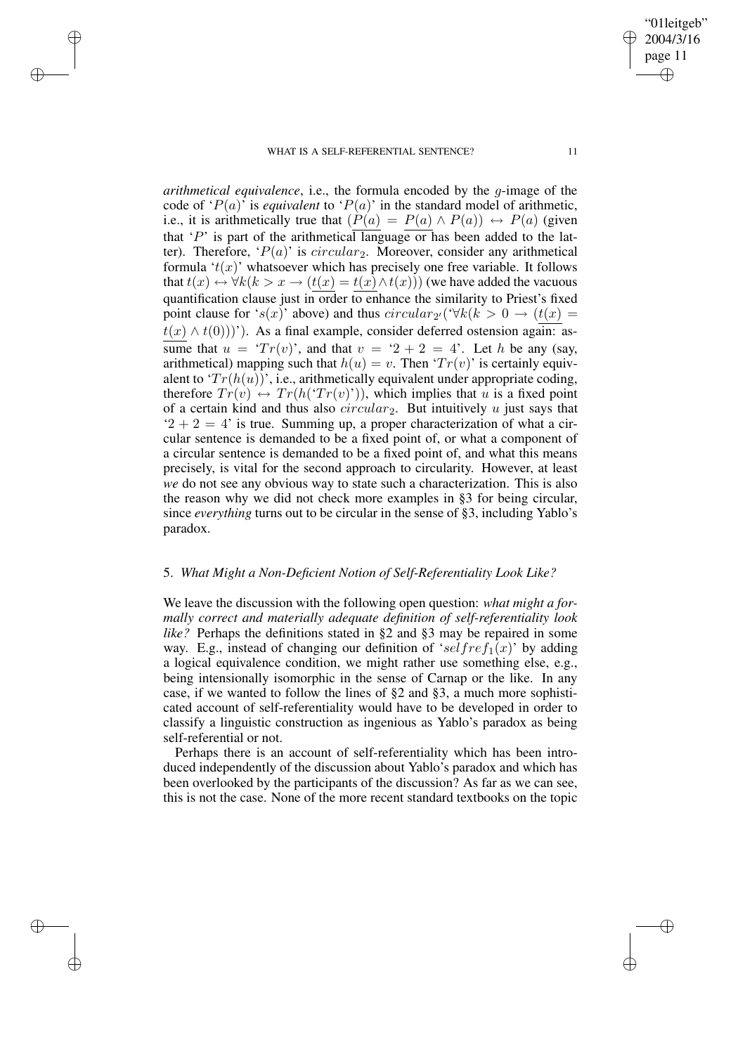*arithmetical equivalence*, i.e., the formula encoded by the $g$-image of the code of '$P(a)$' is *equivalent* to '$P(a)$' in the standard model of arithmetic, i.e., it is arithmetically true that $(\overline{P(a) = P(a) \wedge P(a)}) \leftrightarrow P(a)$ (given that '$P$' is part of the arithmetical language or has been added to the latter). Therefore, '$P(a)$' is $circular_2$. Moreover, consider any arithmetical formula '$t(x)$' whatsoever which has precisely one free variable. It follows that $t(x) \leftrightarrow \forall k(k > x \rightarrow (\underline{t(x)} = \underline{t(x)} \wedge t(x)))$ (we have added the vacuous quantification clause just in order to enhance the similarity to Priest's fixed point clause for '$s(x)$' above) and thus $circular_{2'}$('$\forall k(k > 0 \rightarrow (\underline{t(x)} = \underline{t(x)} \wedge t(0)))$'). As a final example, consider deferred ostension again: assume that $u =$ '$Tr(v)$', and that $v =$ '$2 + 2 = 4$'. Let $h$ be any (say, arithmetical) mapping such that $h(u) = v$. Then '$Tr(v)$' is certainly equivalent to '$Tr(h(u))$', i.e., arithmetically equivalent under appropriate coding, therefore $Tr(v) \leftrightarrow Tr(h(\text{'}Tr(v)\text{'}))$, which implies that $u$ is a fixed point of a certain kind and thus also $circular_2$. But intuitively $u$ just says that '$2 + 2 = 4$' is true. Summing up, a proper characterization of what a circular sentence is demanded to be a fixed point of, or what a component of a circular sentence is demanded to be a fixed point of, and what this means precisely, is vital for the second approach to circularity. However, at least *we* do not see any obvious way to state such a characterization. This is also the reason why we did not check more examples in §3 for being circular, since *everything* turns out to be circular in the sense of §3, including Yablo's paradox.

## 5. *What Might a Non-Deficient Notion of Self-Referentiality Look Like?*

We leave the discussion with the following open question: *what might a formally correct and materially adequate definition of self-referentiality look like?* Perhaps the definitions stated in §2 and §3 may be repaired in some way. E.g., instead of changing our definition of '$selfref_1(x)$' by adding a logical equivalence condition, we might rather use something else, e.g., being intensionally isomorphic in the sense of Carnap or the like. In any case, if we wanted to follow the lines of §2 and §3, a much more sophisticated account of self-referentiality would have to be developed in order to classify a linguistic construction as ingenious as Yablo's paradox as being self-referential or not.

Perhaps there is an account of self-referentiality which has been introduced independently of the discussion about Yablo's paradox and which has been overlooked by the participants of the discussion? As far as we can see, this is not the case. None of the more recent standard textbooks on the topic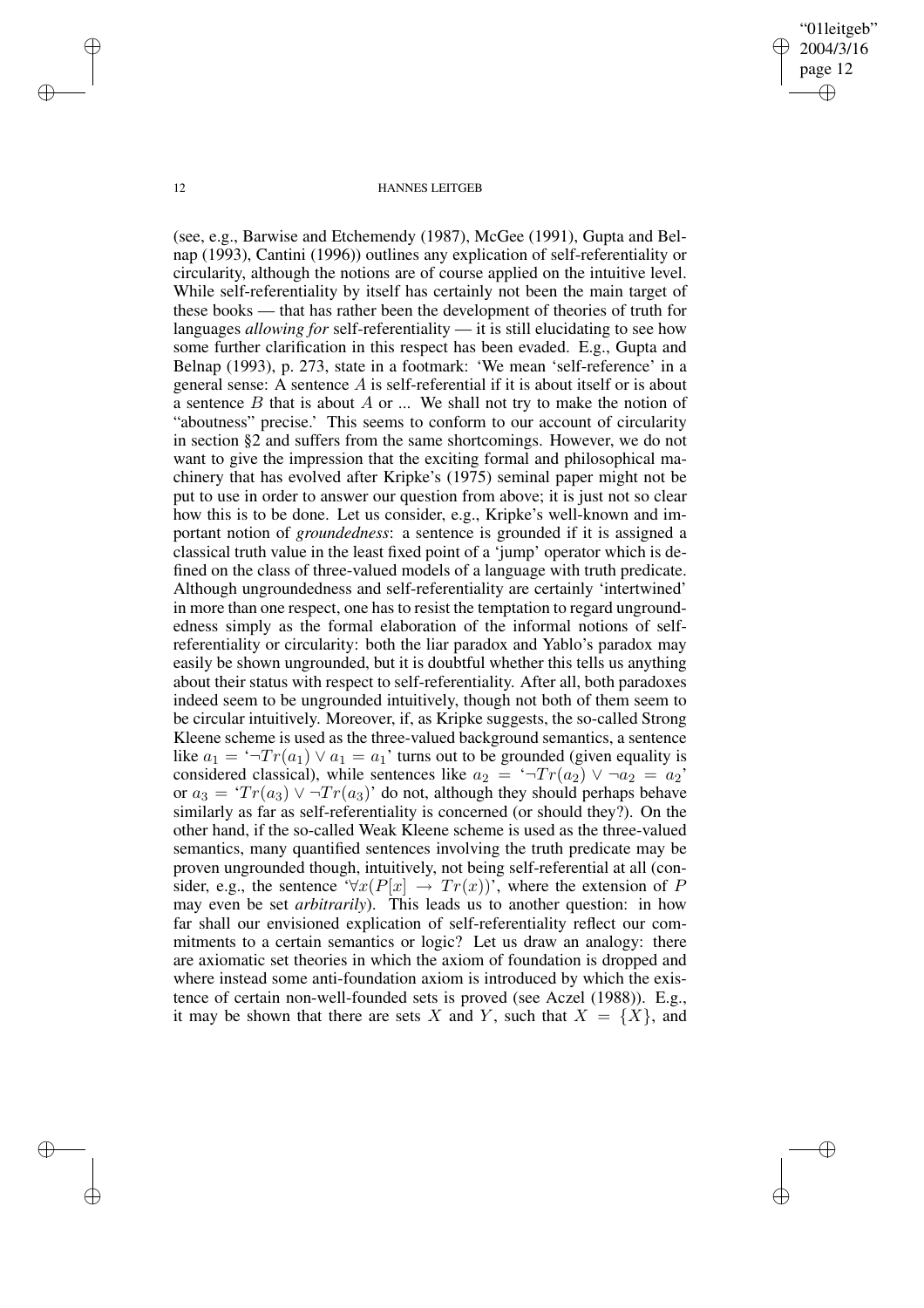(see, e.g., Barwise and Etchemendy (1987), McGee (1991), Gupta and Belnap (1993), Cantini (1996)) outlines any explication of self-referentiality or circularity, although the notions are of course applied on the intuitive level. While self-referentiality by itself has certainly not been the main target of these books — that has rather been the development of theories of truth for languages *allowing for* self-referentiality — it is still elucidating to see how some further clarification in this respect has been evaded. E.g., Gupta and Belnap (1993), p. 273, state in a footmark: 'We mean 'self-reference' in a general sense: A sentence $A$ is self-referential if it is about itself or is about a sentence $B$ that is about $A$ or ... We shall not try to make the notion of "aboutness" precise.' This seems to conform to our account of circularity in section §2 and suffers from the same shortcomings. However, we do not want to give the impression that the exciting formal and philosophical machinery that has evolved after Kripke's (1975) seminal paper might not be put to use in order to answer our question from above; it is just not so clear how this is to be done. Let us consider, e.g., Kripke's well-known and important notion of *groundedness*: a sentence is grounded if it is assigned a classical truth value in the least fixed point of a 'jump' operator which is defined on the class of three-valued models of a language with truth predicate. Although ungroundedness and self-referentiality are certainly 'intertwined' in more than one respect, one has to resist the temptation to regard ungroundedness simply as the formal elaboration of the informal notions of self-referentiality or circularity: both the liar paradox and Yablo's paradox may easily be shown ungrounded, but it is doubtful whether this tells us anything about their status with respect to self-referentiality. After all, both paradoxes indeed seem to be ungrounded intuitively, though not both of them seem to be circular intuitively. Moreover, if, as Kripke suggests, the so-called Strong Kleene scheme is used as the three-valued background semantics, a sentence like $a_1 =$ '$\neg Tr(a_1) \vee a_1 = a_1$' turns out to be grounded (given equality is considered classical), while sentences like $a_2 =$ '$\neg Tr(a_2) \vee \neg a_2 = a_2$' or $a_3 =$ '$Tr(a_3) \vee \neg Tr(a_3)$' do not, although they should perhaps behave similarly as far as self-referentiality is concerned (or should they?). On the other hand, if the so-called Weak Kleene scheme is used as the three-valued semantics, many quantified sentences involving the truth predicate may be proven ungrounded though, intuitively, not being self-referential at all (consider, e.g., the sentence '$\forall x(P[x] \rightarrow Tr(x))$', where the extension of $P$ may even be set *arbitrarily*). This leads us to another question: in how far shall our envisioned explication of self-referentiality reflect our commitments to a certain semantics or logic? Let us draw an analogy: there are axiomatic set theories in which the axiom of foundation is dropped and where instead some anti-foundation axiom is introduced by which the existence of certain non-well-founded sets is proved (see Aczel (1988)). E.g., it may be shown that there are sets $X$ and $Y$, such that $X = \{X\}$, and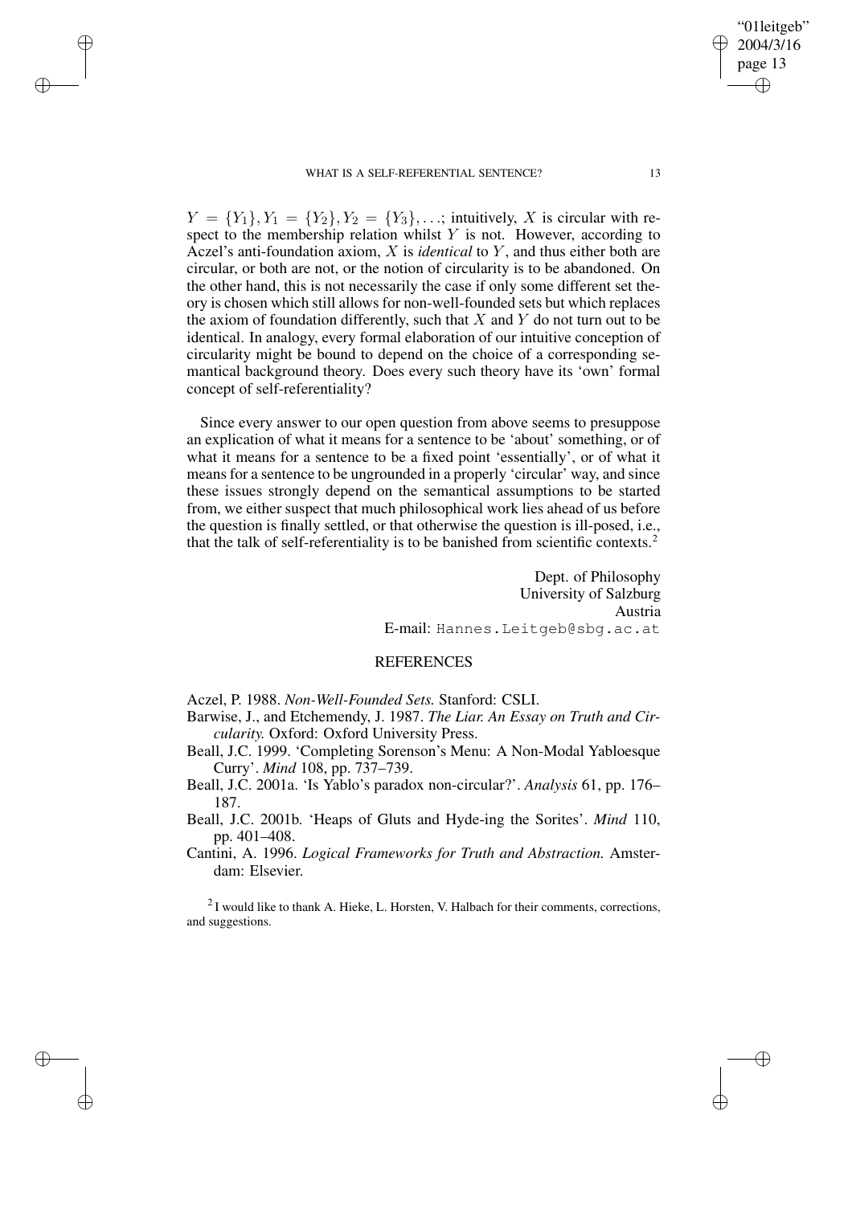$Y = \{Y_1\}, Y_1 = \{Y_2\}, Y_2 = \{Y_3\}, \ldots$; intuitively, $X$ is circular with respect to the membership relation whilst $Y$ is not. However, according to Aczel's anti-foundation axiom, $X$ is *identical* to $Y$, and thus either both are circular, or both are not, or the notion of circularity is to be abandoned. On the other hand, this is not necessarily the case if only some different set theory is chosen which still allows for non-well-founded sets but which replaces the axiom of foundation differently, such that $X$ and $Y$ do not turn out to be identical. In analogy, every formal elaboration of our intuitive conception of circularity might be bound to depend on the choice of a corresponding semantical background theory. Does every such theory have its 'own' formal concept of self-referentiality?

Since every answer to our open question from above seems to presuppose an explication of what it means for a sentence to be 'about' something, or of what it means for a sentence to be a fixed point 'essentially', or of what it means for a sentence to be ungrounded in a properly 'circular' way, and since these issues strongly depend on the semantical assumptions to be started from, we either suspect that much philosophical work lies ahead of us before the question is finally settled, or that otherwise the question is ill-posed, i.e., that the talk of self-referentiality is to be banished from scientific contexts.[2]

Dept. of Philosophy
University of Salzburg
Austria
E-mail: Hannes.Leitgeb@sbg.ac.at

## REFERENCES

Aczel, P. 1988. *Non-Well-Founded Sets.* Stanford: CSLI.

Barwise, J., and Etchemendy, J. 1987. *The Liar. An Essay on Truth and Circularity.* Oxford: Oxford University Press.

Beall, J.C. 1999. 'Completing Sorenson's Menu: A Non-Modal Yabloesque Curry'. *Mind* 108, pp. 737–739.

Beall, J.C. 2001a. 'Is Yablo's paradox non-circular?'. *Analysis* 61, pp. 176–187.

Beall, J.C. 2001b. 'Heaps of Gluts and Hyde-ing the Sorites'. *Mind* 110, pp. 401–408.

Cantini, A. 1996. *Logical Frameworks for Truth and Abstraction.* Amsterdam: Elsevier.

[2] I would like to thank A. Hieke, L. Horsten, V. Halbach for their comments, corrections, and suggestions.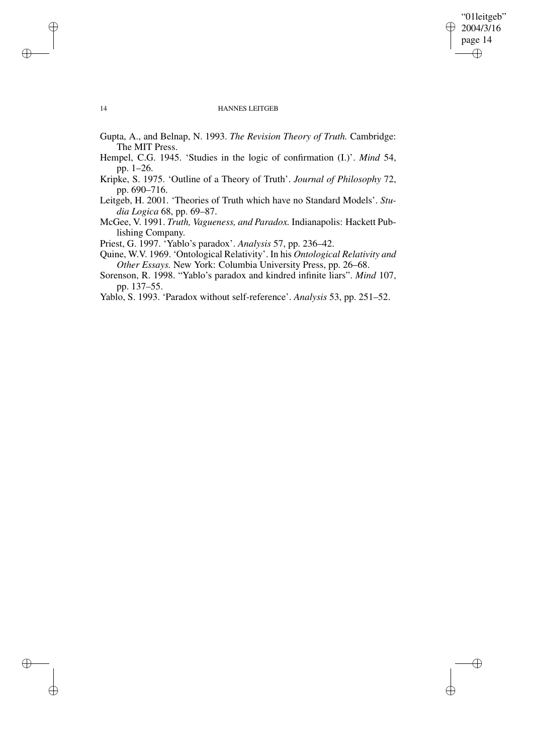Gupta, A., and Belnap, N. 1993. *The Revision Theory of Truth.* Cambridge: The MIT Press.

Hempel, C.G. 1945. 'Studies in the logic of confirmation (I.)'. *Mind* 54, pp. 1–26.

Kripke, S. 1975. 'Outline of a Theory of Truth'. *Journal of Philosophy* 72, pp. 690–716.

Leitgeb, H. 2001. 'Theories of Truth which have no Standard Models'. *Studia Logica* 68, pp. 69–87.

McGee, V. 1991. *Truth, Vagueness, and Paradox.* Indianapolis: Hackett Publishing Company.

Priest, G. 1997. 'Yablo's paradox'. *Analysis* 57, pp. 236–42.

Quine, W.V. 1969. 'Ontological Relativity'. In his *Ontological Relativity and Other Essays.* New York: Columbia University Press, pp. 26–68.

Sorenson, R. 1998. "Yablo's paradox and kindred infinite liars". *Mind* 107, pp. 137–55.

Yablo, S. 1993. 'Paradox without self-reference'. *Analysis* 53, pp. 251–52.